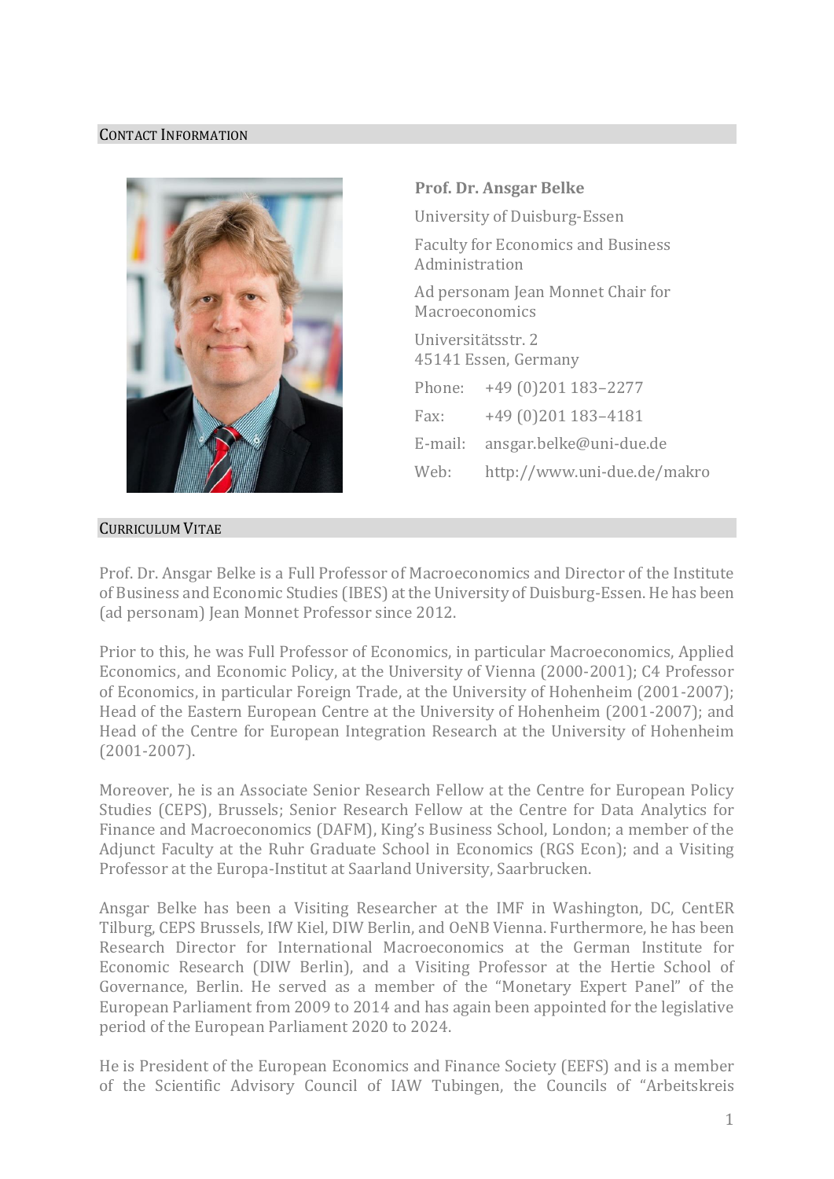## Contact Information

**Prof. Dr. Ansgar Belke**

University of Duisburg-Essen

Faculty for Economics and Business Administration

Ad personam Jean Monnet Chair for Macroeconomics

Universitätsstr. 2
45141 Essen, Germany

| | |
|---|---|
| Phone: | +49 (0)201 183–2277 |
| Fax: | +49 (0)201 183–4181 |
| E-mail: | ansgar.belke@uni-due.de |
| Web: | http://www.uni-due.de/makro |

## Curriculum Vitae

Prof. Dr. Ansgar Belke is a Full Professor of Macroeconomics and Director of the Institute of Business and Economic Studies (IBES) at the University of Duisburg-Essen. He has been (ad personam) Jean Monnet Professor since 2012.

Prior to this, he was Full Professor of Economics, in particular Macroeconomics, Applied Economics, and Economic Policy, at the University of Vienna (2000-2001); C4 Professor of Economics, in particular Foreign Trade, at the University of Hohenheim (2001-2007); Head of the Eastern European Centre at the University of Hohenheim (2001-2007); and Head of the Centre for European Integration Research at the University of Hohenheim (2001-2007).

Moreover, he is an Associate Senior Research Fellow at the Centre for European Policy Studies (CEPS), Brussels; Senior Research Fellow at the Centre for Data Analytics for Finance and Macroeconomics (DAFM), King's Business School, London; a member of the Adjunct Faculty at the Ruhr Graduate School in Economics (RGS Econ); and a Visiting Professor at the Europa-Institut at Saarland University, Saarbrucken.

Ansgar Belke has been a Visiting Researcher at the IMF in Washington, DC, CentER Tilburg, CEPS Brussels, IfW Kiel, DIW Berlin, and OeNB Vienna. Furthermore, he has been Research Director for International Macroeconomics at the German Institute for Economic Research (DIW Berlin), and a Visiting Professor at the Hertie School of Governance, Berlin. He served as a member of the "Monetary Expert Panel" of the European Parliament from 2009 to 2014 and has again been appointed for the legislative period of the European Parliament 2020 to 2024.

He is President of the European Economics and Finance Society (EEFS) and is a member of the Scientific Advisory Council of IAW Tubingen, the Councils of "Arbeitskreis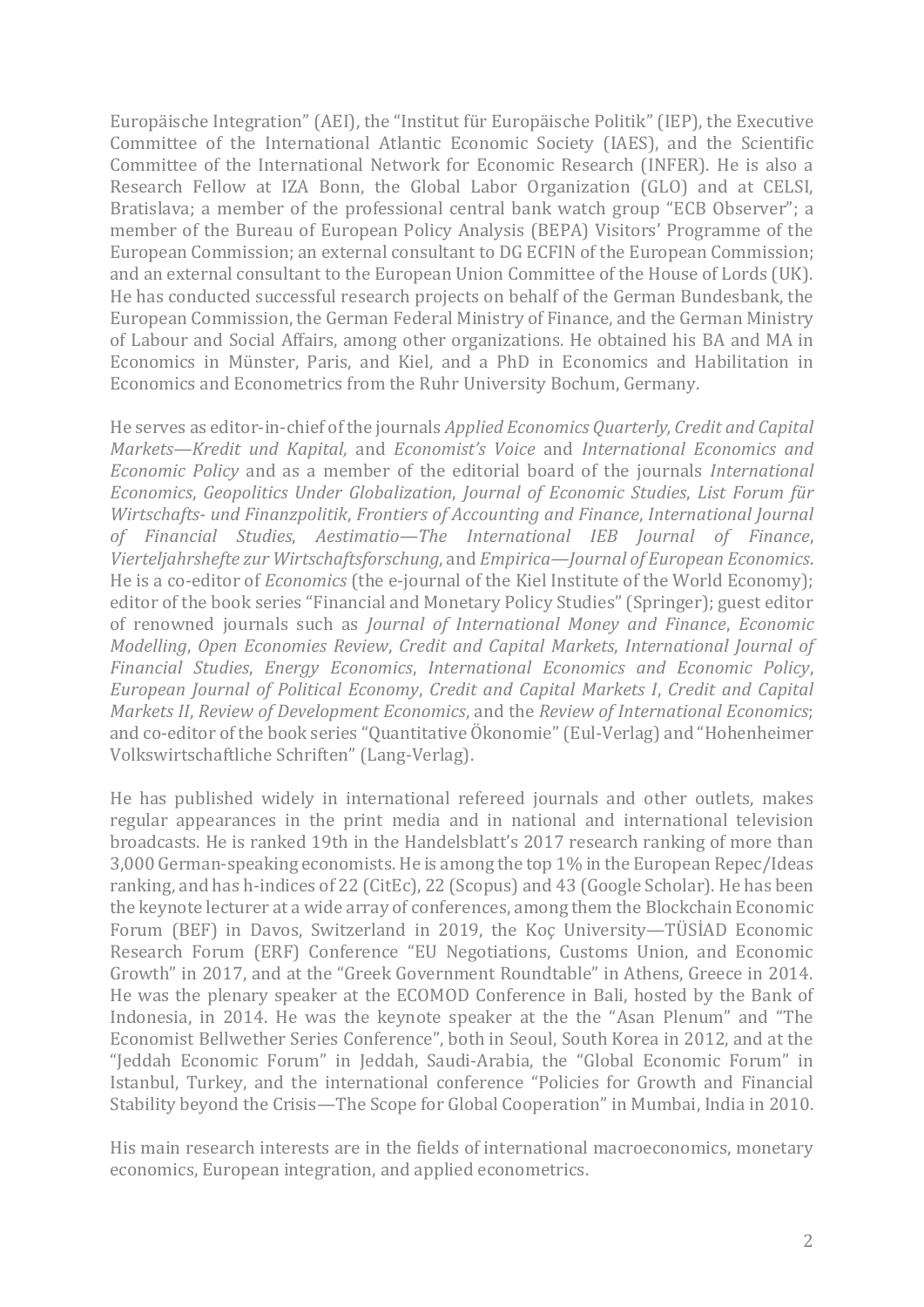Europäische Integration" (AEI), the "Institut für Europäische Politik" (IEP), the Executive Committee of the International Atlantic Economic Society (IAES), and the Scientific Committee of the International Network for Economic Research (INFER). He is also a Research Fellow at IZA Bonn, the Global Labor Organization (GLO) and at CELSI, Bratislava; a member of the professional central bank watch group "ECB Observer"; a member of the Bureau of European Policy Analysis (BEPA) Visitors' Programme of the European Commission; an external consultant to DG ECFIN of the European Commission; and an external consultant to the European Union Committee of the House of Lords (UK). He has conducted successful research projects on behalf of the German Bundesbank, the European Commission, the German Federal Ministry of Finance, and the German Ministry of Labour and Social Affairs, among other organizations. He obtained his BA and MA in Economics in Münster, Paris, and Kiel, and a PhD in Economics and Habilitation in Economics and Econometrics from the Ruhr University Bochum, Germany.

He serves as editor-in-chief of the journals *Applied Economics Quarterly, Credit and Capital Markets—Kredit und Kapital,* and *Economist's Voice* and *International Economics and Economic Policy* and as a member of the editorial board of the journals *International Economics*, *Geopolitics Under Globalization*, *Journal of Economic Studies*, *List Forum für Wirtschafts- und Finanzpolitik*, *Frontiers of Accounting and Finance*, *International Journal of Financial Studies*, *Aestimatio—The International IEB Journal of Finance*, *Vierteljahrshefte zur Wirtschaftsforschung*, and *Empirica—Journal of European Economics*. He is a co-editor of *Economics* (the e-journal of the Kiel Institute of the World Economy); editor of the book series "Financial and Monetary Policy Studies" (Springer); guest editor of renowned journals such as *Journal of International Money and Finance*, *Economic Modelling*, *Open Economies Review*, *Credit and Capital Markets*, *International Journal of Financial Studies*, *Energy Economics*, *International Economics and Economic Policy*, *European Journal of Political Economy*, *Credit and Capital Markets I*, *Credit and Capital Markets II*, *Review of Development Economics*, and the *Review of International Economics*; and co-editor of the book series "Quantitative Ökonomie" (Eul-Verlag) and "Hohenheimer Volkswirtschaftliche Schriften" (Lang-Verlag).

He has published widely in international refereed journals and other outlets, makes regular appearances in the print media and in national and international television broadcasts. He is ranked 19th in the Handelsblatt's 2017 research ranking of more than 3,000 German-speaking economists. He is among the top 1% in the European Repec/Ideas ranking, and has h-indices of 22 (CitEc), 22 (Scopus) and 43 (Google Scholar). He has been the keynote lecturer at a wide array of conferences, among them the Blockchain Economic Forum (BEF) in Davos, Switzerland in 2019, the Koç University—TÜSİAD Economic Research Forum (ERF) Conference "EU Negotiations, Customs Union, and Economic Growth" in 2017, and at the "Greek Government Roundtable" in Athens, Greece in 2014. He was the plenary speaker at the ECOMOD Conference in Bali, hosted by the Bank of Indonesia, in 2014. He was the keynote speaker at the the "Asan Plenum" and "The Economist Bellwether Series Conference", both in Seoul, South Korea in 2012, and at the "Jeddah Economic Forum" in Jeddah, Saudi-Arabia, the "Global Economic Forum" in Istanbul, Turkey, and the international conference "Policies for Growth and Financial Stability beyond the Crisis—The Scope for Global Cooperation" in Mumbai, India in 2010.

His main research interests are in the fields of international macroeconomics, monetary economics, European integration, and applied econometrics.